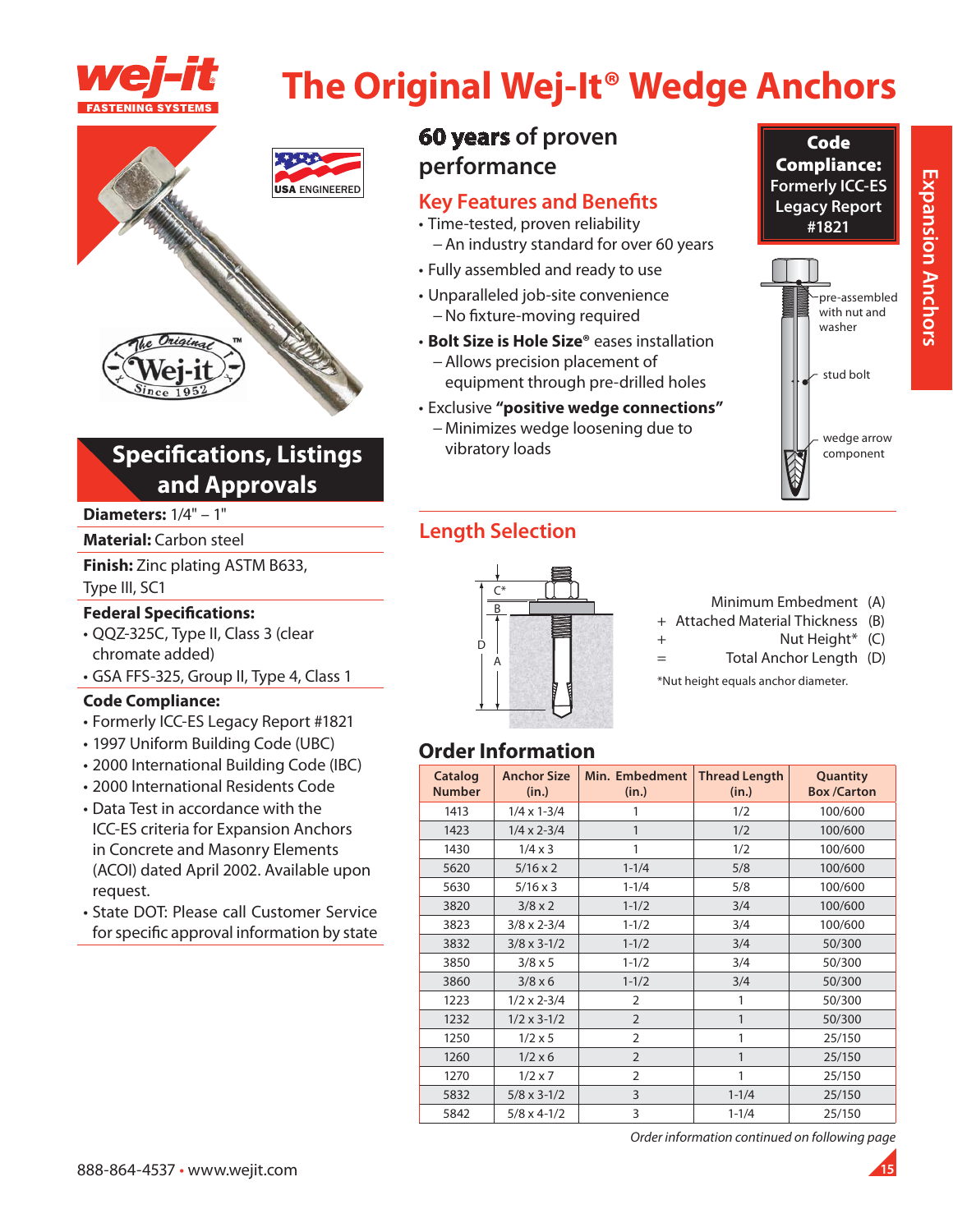# The Original Wej-It® Wedge Anchors

## Specifications, Listings and Approvals

**Diameters:** 1/4" – 1"

**Material:** Carbon steel

**Finish:** Zinc plating ASTM B633, Type III, SC1

**Federal Specifications:**
- QQZ-325C, Type II, Class 3 (clear chromate added)
- GSA FFS-325, Group II, Type 4, Class 1

**Code Compliance:**
- Formerly ICC-ES Legacy Report #1821
- 1997 Uniform Building Code (UBC)
- 2000 International Building Code (IBC)
- 2000 International Residents Code
- Data Test in accordance with the ICC-ES criteria for Expansion Anchors in Concrete and Masonry Elements (ACOI) dated April 2002. Available upon request.
- State DOT: Please call Customer Service for specific approval information by state

## 60 years of proven performance

### Key Features and Benefits

- Time-tested, proven reliability
  - An industry standard for over 60 years
- Fully assembled and ready to use
- Unparalleled job-site convenience
  - No fixture-moving required
- **Bolt Size is Hole Size®** eases installation
  - Allows precision placement of equipment through pre-drilled holes
- Exclusive **"positive wedge connections"**
  - Minimizes wedge loosening due to vibratory loads

**Code Compliance: Formerly ICC-ES Legacy Report #1821**

pre-assembled with nut and washer

stud bolt

wedge arrow component

## Length Selection

|   |   |   |
|---|---|---|
|   | Minimum Embedment | (A) |
| + | Attached Material Thickness | (B) |
| + | Nut Height* | (C) |
| = | Total Anchor Length | (D) |

*Nut height equals anchor diameter.

## Order Information

| Catalog Number | Anchor Size (in.) | Min. Embedment (in.) | Thread Length (in.) | Quantity Box /Carton |
|---|---|---|---|---|
| 1413 | 1/4 x 1-3/4 | 1 | 1/2 | 100/600 |
| 1423 | 1/4 x 2-3/4 | 1 | 1/2 | 100/600 |
| 1430 | 1/4 x 3 | 1 | 1/2 | 100/600 |
| 5620 | 5/16 x 2 | 1-1/4 | 5/8 | 100/600 |
| 5630 | 5/16 x 3 | 1-1/4 | 5/8 | 100/600 |
| 3820 | 3/8 x 2 | 1-1/2 | 3/4 | 100/600 |
| 3823 | 3/8 x 2-3/4 | 1-1/2 | 3/4 | 100/600 |
| 3832 | 3/8 x 3-1/2 | 1-1/2 | 3/4 | 50/300 |
| 3850 | 3/8 x 5 | 1-1/2 | 3/4 | 50/300 |
| 3860 | 3/8 x 6 | 1-1/2 | 3/4 | 50/300 |
| 1223 | 1/2 x 2-3/4 | 2 | 1 | 50/300 |
| 1232 | 1/2 x 3-1/2 | 2 | 1 | 50/300 |
| 1250 | 1/2 x 5 | 2 | 1 | 25/150 |
| 1260 | 1/2 x 6 | 2 | 1 | 25/150 |
| 1270 | 1/2 x 7 | 2 | 1 | 25/150 |
| 5832 | 5/8 x 3-1/2 | 3 | 1-1/4 | 25/150 |
| 5842 | 5/8 x 4-1/2 | 3 | 1-1/4 | 25/150 |

*Order information continued on following page*

888-864-4537 • www.wejit.com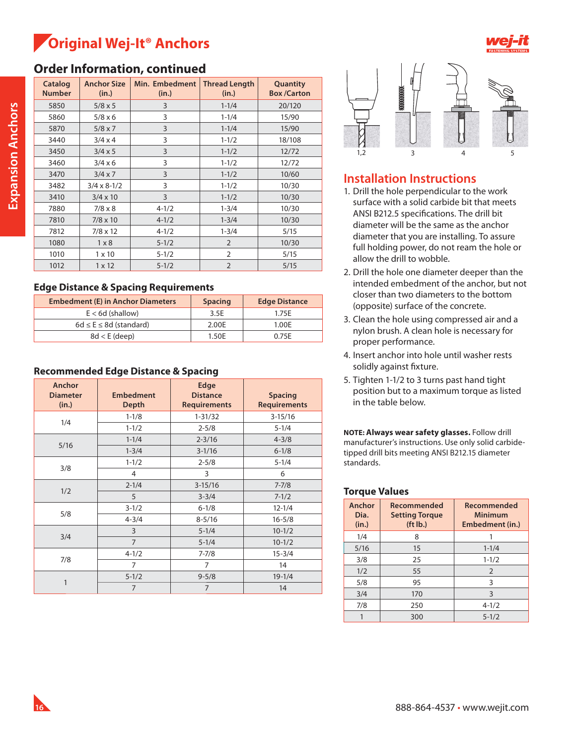# Original Wej-It® Anchors

## Order Information, continued

| Catalog Number | Anchor Size (in.) | Min. Embedment (in.) | Thread Length (in.) | Quantity Box /Carton |
|---|---|---|---|---|
| 5850 | 5/8 x 5 | 3 | 1-1/4 | 20/120 |
| 5860 | 5/8 x 6 | 3 | 1-1/4 | 15/90 |
| 5870 | 5/8 x 7 | 3 | 1-1/4 | 15/90 |
| 3440 | 3/4 x 4 | 3 | 1-1/2 | 18/108 |
| 3450 | 3/4 x 5 | 3 | 1-1/2 | 12/72 |
| 3460 | 3/4 x 6 | 3 | 1-1/2 | 12/72 |
| 3470 | 3/4 x 7 | 3 | 1-1/2 | 10/60 |
| 3482 | 3/4 x 8-1/2 | 3 | 1-1/2 | 10/30 |
| 3410 | 3/4 x 10 | 3 | 1-1/2 | 10/30 |
| 7880 | 7/8 x 8 | 4-1/2 | 1-3/4 | 10/30 |
| 7810 | 7/8 x 10 | 4-1/2 | 1-3/4 | 10/30 |
| 7812 | 7/8 x 12 | 4-1/2 | 1-3/4 | 5/15 |
| 1080 | 1 x 8 | 5-1/2 | 2 | 10/30 |
| 1010 | 1 x 10 | 5-1/2 | 2 | 5/15 |
| 1012 | 1 x 12 | 5-1/2 | 2 | 5/15 |

## Edge Distance & Spacing Requirements

| Embedment (E) in Anchor Diameters | Spacing | Edge Distance |
|---|---|---|
| E < 6d (shallow) | 3.5E | 1.75E |
| 6d ≤ E ≤ 8d (standard) | 2.00E | 1.00E |
| 8d < E (deep) | 1.50E | 0.75E |

## Recommended Edge Distance & Spacing

| Anchor Diameter (in.) | Embedment Depth | Edge Distance Requirements | Spacing Requirements |
|---|---|---|---|
| 1/4 | 1-1/8 | 1-31/32 | 3-15/16 |
| | 1-1/2 | 2-5/8 | 5-1/4 |
| 5/16 | 1-1/4 | 2-3/16 | 4-3/8 |
| | 1-3/4 | 3-1/16 | 6-1/8 |
| 3/8 | 1-1/2 | 2-5/8 | 5-1/4 |
| | 4 | 3 | 6 |
| 1/2 | 2-1/4 | 3-15/16 | 7-7/8 |
| | 5 | 3-3/4 | 7-1/2 |
| 5/8 | 3-1/2 | 6-1/8 | 12-1/4 |
| | 4-3/4 | 8-5/16 | 16-5/8 |
| 3/4 | 3 | 5-1/4 | 10-1/2 |
| | 7 | 5-1/4 | 10-1/2 |
| 7/8 | 4-1/2 | 7-7/8 | 15-3/4 |
| | 7 | 7 | 14 |
| 1 | 5-1/2 | 9-5/8 | 19-1/4 |
| | 7 | 7 | 14 |

1,2 3 4 5

## Installation Instructions

1. Drill the hole perpendicular to the work surface with a solid carbide bit that meets ANSI B212.5 specifications. The drill bit diameter will be the same as the anchor diameter that you are installing. To assure full holding power, do not ream the hole or allow the drill to wobble.
2. Drill the hole one diameter deeper than the intended embedment of the anchor, but not closer than two diameters to the bottom (opposite) surface of the concrete.
3. Clean the hole using compressed air and a nylon brush. A clean hole is necessary for proper performance.
4. Insert anchor into hole until washer rests solidly against fixture.
5. Tighten 1-1/2 to 3 turns past hand tight position but to a maximum torque as listed in the table below.

**NOTE: Always wear safety glasses.** Follow drill manufacturer's instructions. Use only solid carbide-tipped drill bits meeting ANSI B212.15 diameter standards.

## Torque Values

| Anchor Dia. (in.) | Recommended Setting Torque (ft lb.) | Recommended Minimum Embedment (in.) |
|---|---|---|
| 1/4 | 8 | 1 |
| 5/16 | 15 | 1-1/4 |
| 3/8 | 25 | 1-1/2 |
| 1/2 | 55 | 2 |
| 5/8 | 95 | 3 |
| 3/4 | 170 | 3 |
| 7/8 | 250 | 4-1/2 |
| 1 | 300 | 5-1/2 |

888-864-4537 • www.wejit.com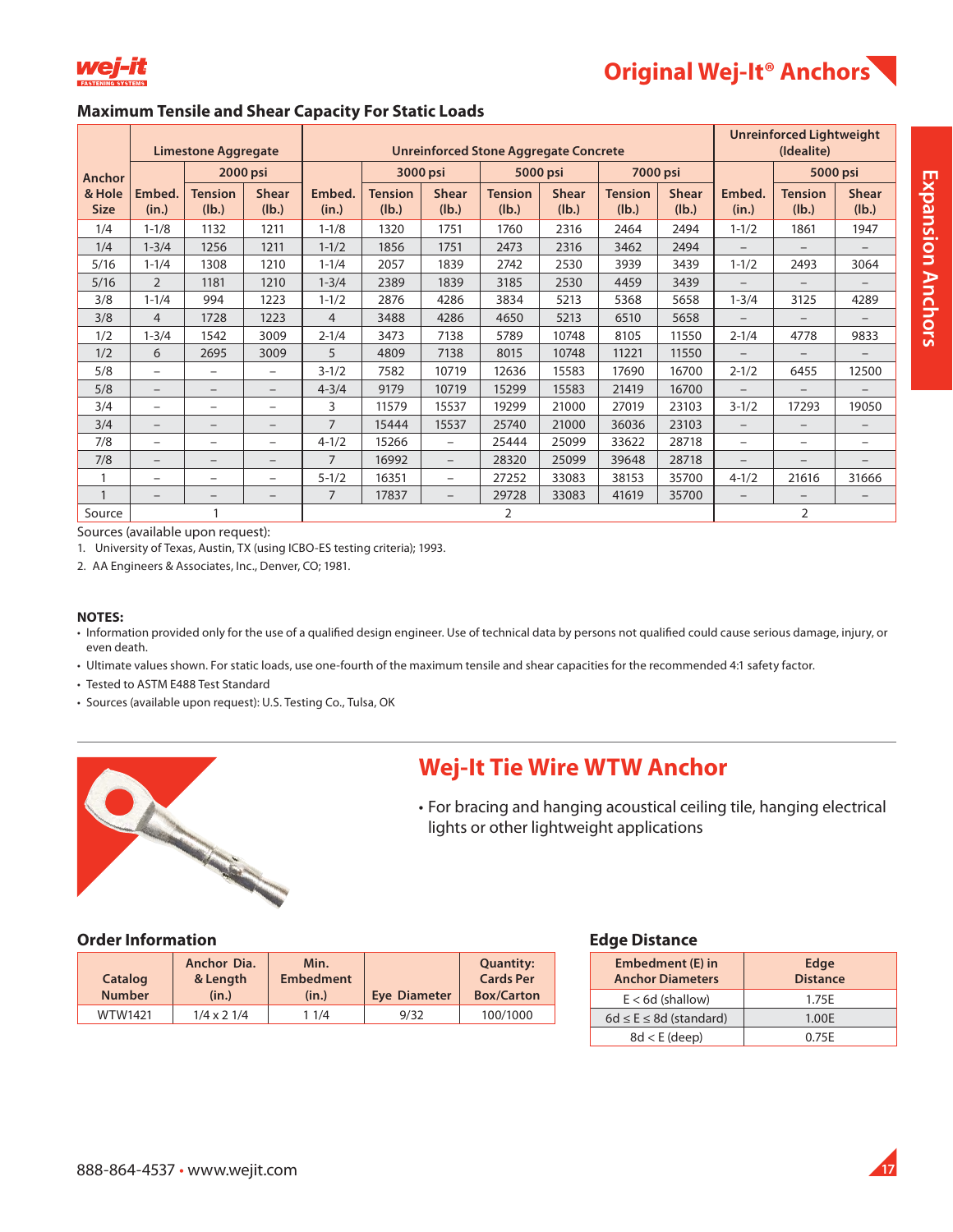## Original Wej-It® Anchors

### Maximum Tensile and Shear Capacity For Static Loads

| Anchor & Hole Size | Limestone Aggregate | | | Unreinforced Stone Aggregate Concrete | | | | | | | Unreinforced Lightweight (Idealite) | | |
|---|---|---|---|---|---|---|---|---|---|---|---|---|---|
| | | 2000 psi | | | 3000 psi | | 5000 psi | | 7000 psi | | | 5000 psi | |
| | Embed. (in.) | Tension (lb.) | Shear (lb.) | Embed. (in.) | Tension (lb.) | Shear (lb.) | Tension (lb.) | Shear (lb.) | Tension (lb.) | Shear (lb.) | Embed. (in.) | Tension (lb.) | Shear (lb.) |
| 1/4 | 1-1/8 | 1132 | 1211 | 1-1/8 | 1320 | 1751 | 1760 | 2316 | 2464 | 2494 | 1-1/2 | 1861 | 1947 |
| 1/4 | 1-3/4 | 1256 | 1211 | 1-1/2 | 1856 | 1751 | 2473 | 2316 | 3462 | 2494 | – | – | – |
| 5/16 | 1-1/4 | 1308 | 1210 | 1-1/4 | 2057 | 1839 | 2742 | 2530 | 3939 | 3439 | 1-1/2 | 2493 | 3064 |
| 5/16 | 2 | 1181 | 1210 | 1-3/4 | 2389 | 1839 | 3185 | 2530 | 4459 | 3439 | – | – | – |
| 3/8 | 1-1/4 | 994 | 1223 | 1-1/2 | 2876 | 4286 | 3834 | 5213 | 5368 | 5658 | 1-3/4 | 3125 | 4289 |
| 3/8 | 4 | 1728 | 1223 | 4 | 3488 | 4286 | 4650 | 5213 | 6510 | 5658 | – | – | – |
| 1/2 | 1-3/4 | 1542 | 3009 | 2-1/4 | 3473 | 7138 | 5789 | 10748 | 8105 | 11550 | 2-1/4 | 4778 | 9833 |
| 1/2 | 6 | 2695 | 3009 | 5 | 4809 | 7138 | 8015 | 10748 | 11221 | 11550 | – | – | – |
| 5/8 | – | – | – | 3-1/2 | 7582 | 10719 | 12636 | 15583 | 17690 | 16700 | 2-1/2 | 6455 | 12500 |
| 5/8 | – | – | – | 4-3/4 | 9179 | 10719 | 15299 | 15583 | 21419 | 16700 | – | – | – |
| 3/4 | – | – | – | 3 | 11579 | 15537 | 19299 | 21000 | 27019 | 23103 | 3-1/2 | 17293 | 19050 |
| 3/4 | – | – | – | 7 | 15444 | 15537 | 25740 | 21000 | 36036 | 23103 | – | – | – |
| 7/8 | – | – | – | 4-1/2 | 15266 | – | 25444 | 25099 | 33622 | 28718 | – | – | – |
| 7/8 | – | – | – | 7 | 16992 | – | 28320 | 25099 | 39648 | 28718 | – | – | – |
| 1 | – | – | – | 5-1/2 | 16351 | – | 27252 | 33083 | 38153 | 35700 | 4-1/2 | 21616 | 31666 |
| 1 | – | – | – | 7 | 17837 | – | 29728 | 33083 | 41619 | 35700 | – | – | – |
| Source | 1 | | | 2 | | | | | | | 2 | | |

Sources (available upon request):

1. University of Texas, Austin, TX (using ICBO-ES testing criteria); 1993.
2. AA Engineers & Associates, Inc., Denver, CO; 1981.

**NOTES:**

- Information provided only for the use of a qualified design engineer. Use of technical data by persons not qualified could cause serious damage, injury, or even death.
- Ultimate values shown. For static loads, use one-fourth of the maximum tensile and shear capacities for the recommended 4:1 safety factor.
- Tested to ASTM E488 Test Standard
- Sources (available upon request): U.S. Testing Co., Tulsa, OK

## Wej-It Tie Wire WTW Anchor

- For bracing and hanging acoustical ceiling tile, hanging electrical lights or other lightweight applications

### Order Information

| Catalog Number | Anchor Dia. & Length (in.) | Min. Embedment (in.) | Eye Diameter | Quantity: Cards Per Box/Carton |
|---|---|---|---|---|
| WTW1421 | 1/4 x 2 1/4 | 1 1/4 | 9/32 | 100/1000 |

### Edge Distance

| Embedment (E) in Anchor Diameters | Edge Distance |
|---|---|
| E < 6d (shallow) | 1.75E |
| 6d ≤ E ≤ 8d (standard) | 1.00E |
| 8d < E (deep) | 0.75E |

888-864-4537 • www.wejit.com